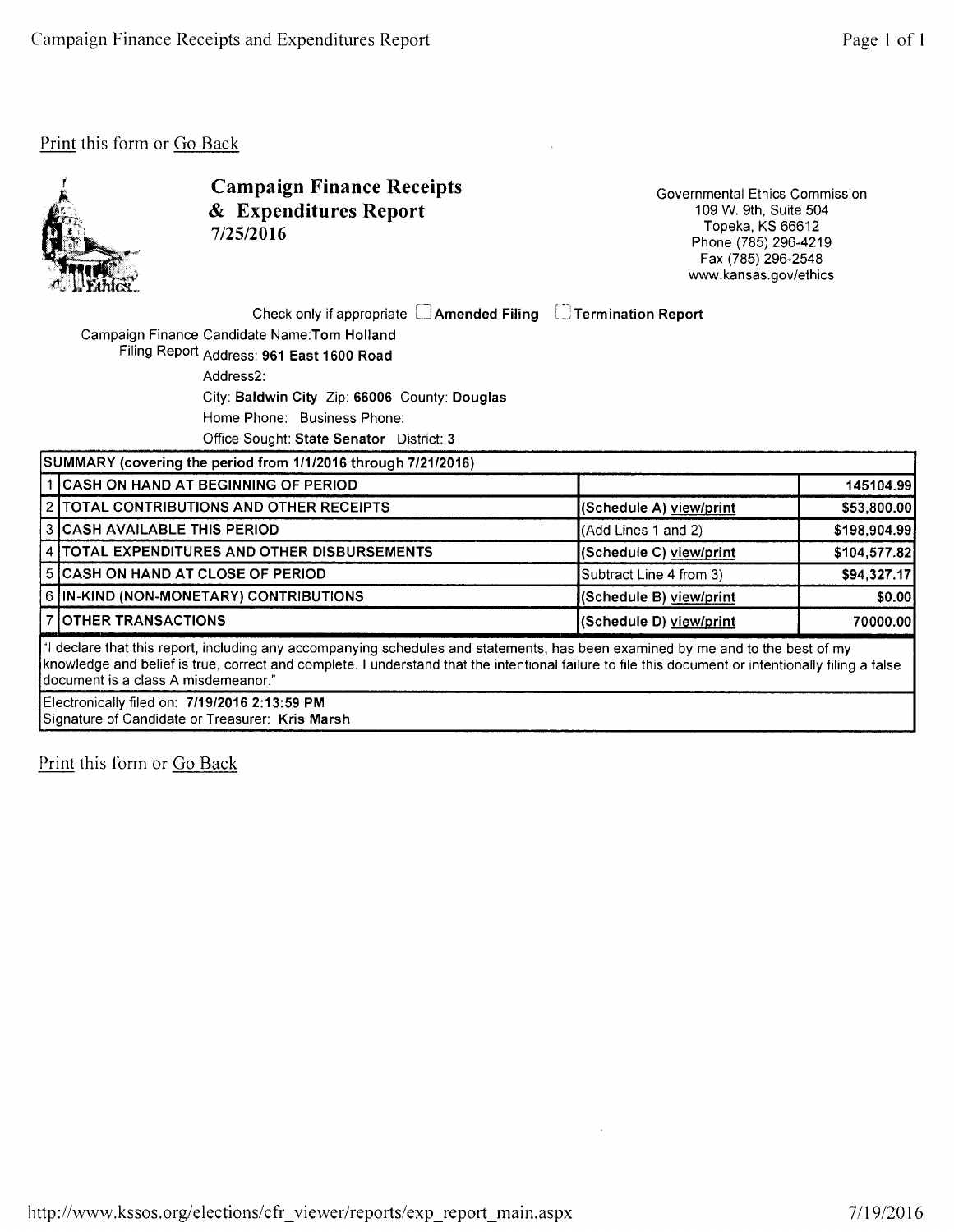Print this form or Go Back

# Campaign Finance Receipts & Expenditures Report
**7/25/2016**

Governmental Ethics Commission
109 W. 9th, Suite 504
Topeka, KS 66612
Phone (785) 296-4219
Fax (785) 296-2548
www.kansas.gov/ethics

Check only if appropriate ☐ **Amended Filing** ☐ **Termination Report**

Campaign Finance Filing Report

Candidate Name: **Tom Holland**
Address: **961 East 1600 Road**
Address2:
City: **Baldwin City** Zip: **66006** County: **Douglas**
Home Phone: Business Phone:
Office Sought: **State Senator** District: **3**

| SUMMARY (covering the period from 1/1/2016 through 7/21/2016) | | | |
|---|---|---|---|
| 1 | CASH ON HAND AT BEGINNING OF PERIOD | | 145104.99 |
| 2 | TOTAL CONTRIBUTIONS AND OTHER RECEIPTS | (Schedule A) view/print | $53,800.00 |
| 3 | CASH AVAILABLE THIS PERIOD | (Add Lines 1 and 2) | $198,904.99 |
| 4 | TOTAL EXPENDITURES AND OTHER DISBURSEMENTS | (Schedule C) view/print | $104,577.82 |
| 5 | CASH ON HAND AT CLOSE OF PERIOD | Subtract Line 4 from 3) | $94,327.17 |
| 6 | IN-KIND (NON-MONETARY) CONTRIBUTIONS | (Schedule B) view/print | $0.00 |
| 7 | OTHER TRANSACTIONS | (Schedule D) view/print | 70000.00 |

"I declare that this report, including any accompanying schedules and statements, has been examined by me and to the best of my knowledge and belief is true, correct and complete. I understand that the intentional failure to file this document or intentionally filing a false document is a class A misdemeanor."

Electronically filed on: **7/19/2016 2:13:59 PM**
Signature of Candidate or Treasurer: **Kris Marsh**

Print this form or Go Back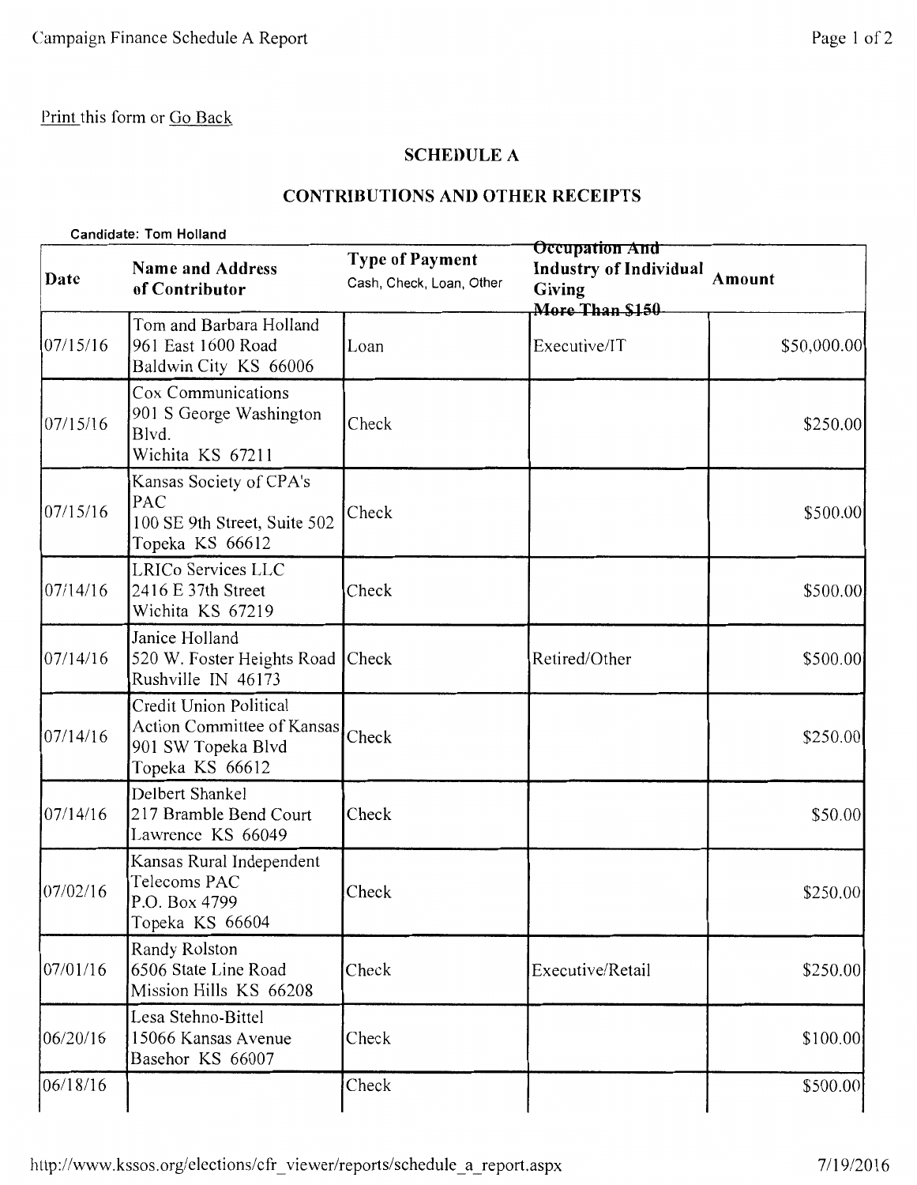Print this form or Go Back

## SCHEDULE A

## CONTRIBUTIONS AND OTHER RECEIPTS

**Candidate: Tom Holland**

| Date | Name and Address of Contributor | Type of Payment Cash, Check, Loan, Other | Occupation And Industry of Individual Giving ~~More Than $150~~ | Amount |
|---|---|---|---|---|
| 07/15/16 | Tom and Barbara Holland 961 East 1600 Road Baldwin City KS 66006 | Loan | Executive/IT | $50,000.00 |
| 07/15/16 | Cox Communications 901 S George Washington Blvd. Wichita KS 67211 | Check | | $250.00 |
| 07/15/16 | Kansas Society of CPA's PAC 100 SE 9th Street, Suite 502 Topeka KS 66612 | Check | | $500.00 |
| 07/14/16 | LRICo Services LLC 2416 E 37th Street Wichita KS 67219 | Check | | $500.00 |
| 07/14/16 | Janice Holland 520 W. Foster Heights Road Rushville IN 46173 | Check | Retired/Other | $500.00 |
| 07/14/16 | Credit Union Political Action Committee of Kansas 901 SW Topeka Blvd Topeka KS 66612 | Check | | $250.00 |
| 07/14/16 | Delbert Shankel 217 Bramble Bend Court Lawrence KS 66049 | Check | | $50.00 |
| 07/02/16 | Kansas Rural Independent Telecoms PAC P.O. Box 4799 Topeka KS 66604 | Check | | $250.00 |
| 07/01/16 | Randy Rolston 6506 State Line Road Mission Hills KS 66208 | Check | Executive/Retail | $250.00 |
| 06/20/16 | Lesa Stehno-Bittel 15066 Kansas Avenue Basehor KS 66007 | Check | | $100.00 |
| 06/18/16 | | Check | | $500.00 |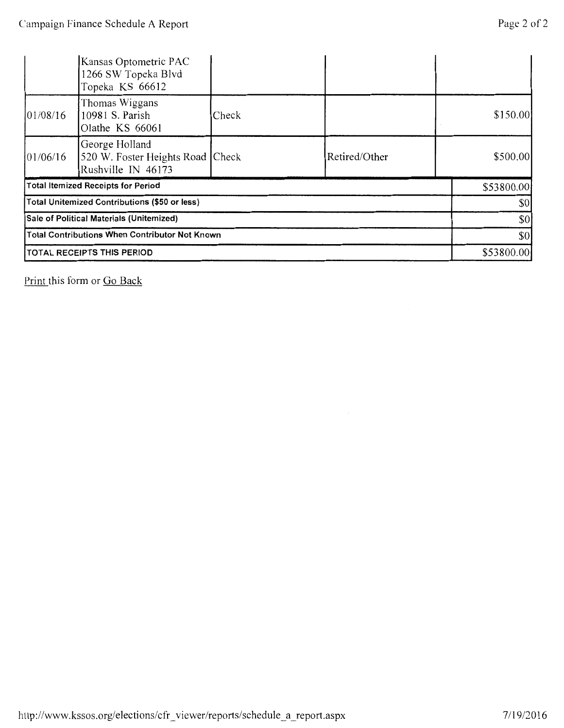| | | | | |
|---|---|---|---|---|
| | Kansas Optometric PAC<br>1266 SW Topeka Blvd<br>Topeka KS 66612 | | | |
| 01/08/16 | Thomas Wiggans<br>10981 S. Parish<br>Olathe KS 66061 | Check | | $150.00 |
| 01/06/16 | George Holland<br>520 W. Foster Heights Road<br>Rushville IN 46173 | Check | Retired/Other | $500.00 |
| **Total Itemized Receipts for Period** | | | | $53800.00 |
| **Total Unitemized Contributions ($50 or less)** | | | | $0 |
| **Sale of Political Materials (Unitemized)** | | | | $0 |
| **Total Contributions When Contributor Not Known** | | | | $0 |
| **TOTAL RECEIPTS THIS PERIOD** | | | | $53800.00 |

Print this form or Go Back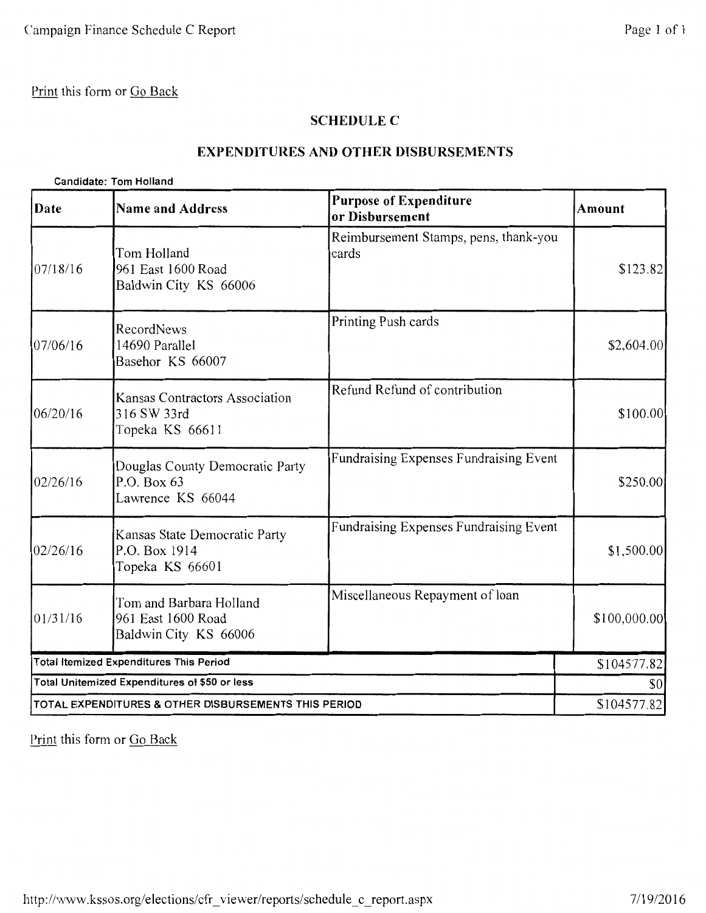Print this form or Go Back

## SCHEDULE C

## EXPENDITURES AND OTHER DISBURSEMENTS

**Candidate: Tom Holland**

| Date | Name and Address | Purpose of Expenditure or Disbursement | Amount |
|---|---|---|---|
| 07/18/16 | Tom Holland<br>961 East 1600 Road<br>Baldwin City KS 66006 | Reimbursement Stamps, pens, thank-you cards | $123.82 |
| 07/06/16 | RecordNews<br>14690 Parallel<br>Basehor KS 66007 | Printing Push cards | $2,604.00 |
| 06/20/16 | Kansas Contractors Association<br>316 SW 33rd<br>Topeka KS 66611 | Refund Refund of contribution | $100.00 |
| 02/26/16 | Douglas County Democratic Party<br>P.O. Box 63<br>Lawrence KS 66044 | Fundraising Expenses Fundraising Event | $250.00 |
| 02/26/16 | Kansas State Democratic Party<br>P.O. Box 1914<br>Topeka KS 66601 | Fundraising Expenses Fundraising Event | $1,500.00 |
| 01/31/16 | Tom and Barbara Holland<br>961 East 1600 Road<br>Baldwin City KS 66006 | Miscellaneous Repayment of loan | $100,000.00 |
| **Total Itemized Expenditures This Period** | | | $104577.82 |
| **Total Unitemized Expenditures of $50 or less** | | | $0 |
| **TOTAL EXPENDITURES & OTHER DISBURSEMENTS THIS PERIOD** | | | $104577.82 |

Print this form or Go Back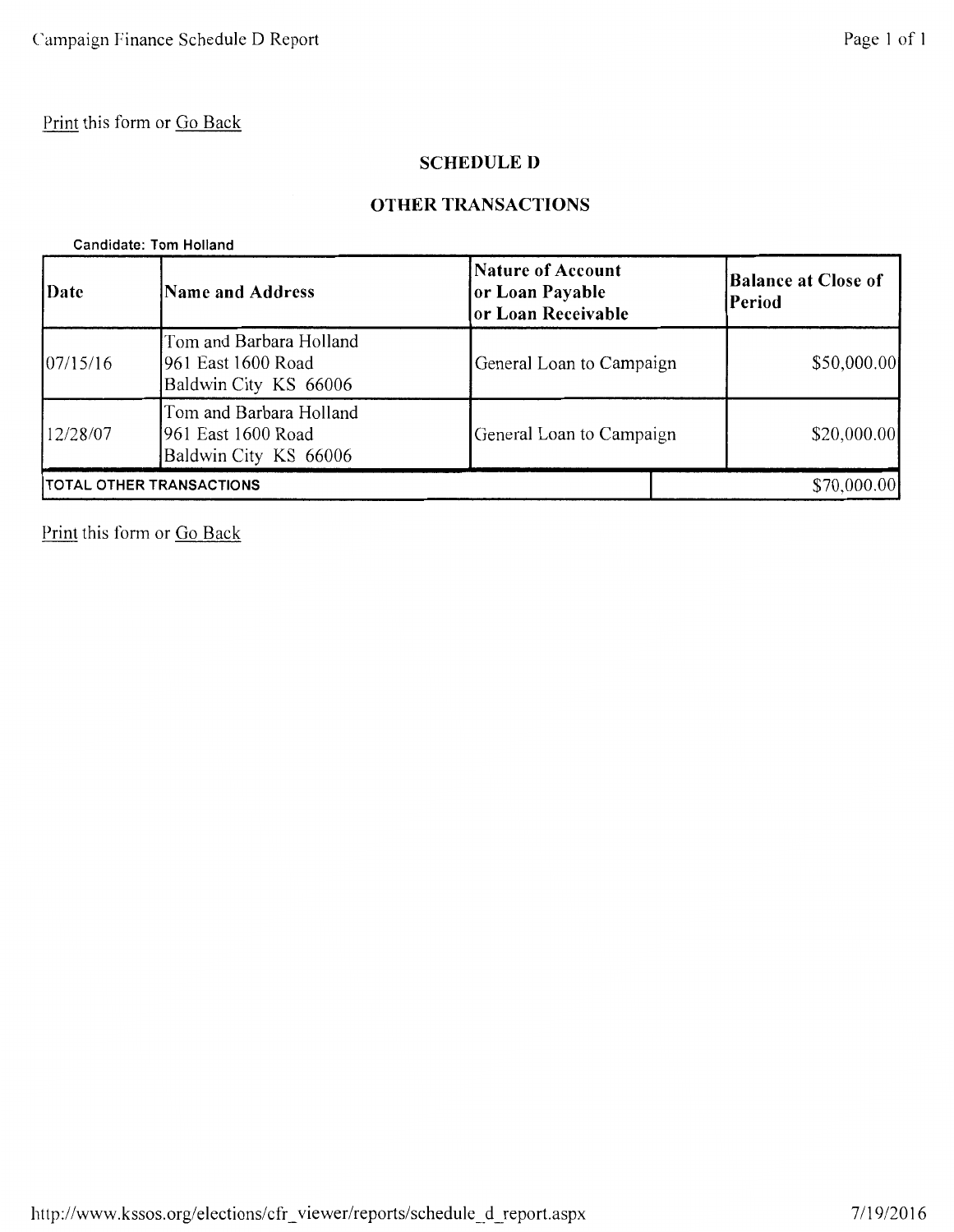Print this form or Go Back

## SCHEDULE D

## OTHER TRANSACTIONS

Candidate: Tom Holland

| Date | Name and Address | Nature of Account or Loan Payable or Loan Receivable | Balance at Close of Period |
|---|---|---|---|
| 07/15/16 | Tom and Barbara Holland 961 East 1600 Road Baldwin City KS 66006 | General Loan to Campaign | $50,000.00 |
| 12/28/07 | Tom and Barbara Holland 961 East 1600 Road Baldwin City KS 66006 | General Loan to Campaign | $20,000.00 |
| TOTAL OTHER TRANSACTIONS | | | $70,000.00 |

Print this form or Go Back

http://www.kssos.org/elections/cfr_viewer/reports/schedule_d_report.aspx 7/19/2016